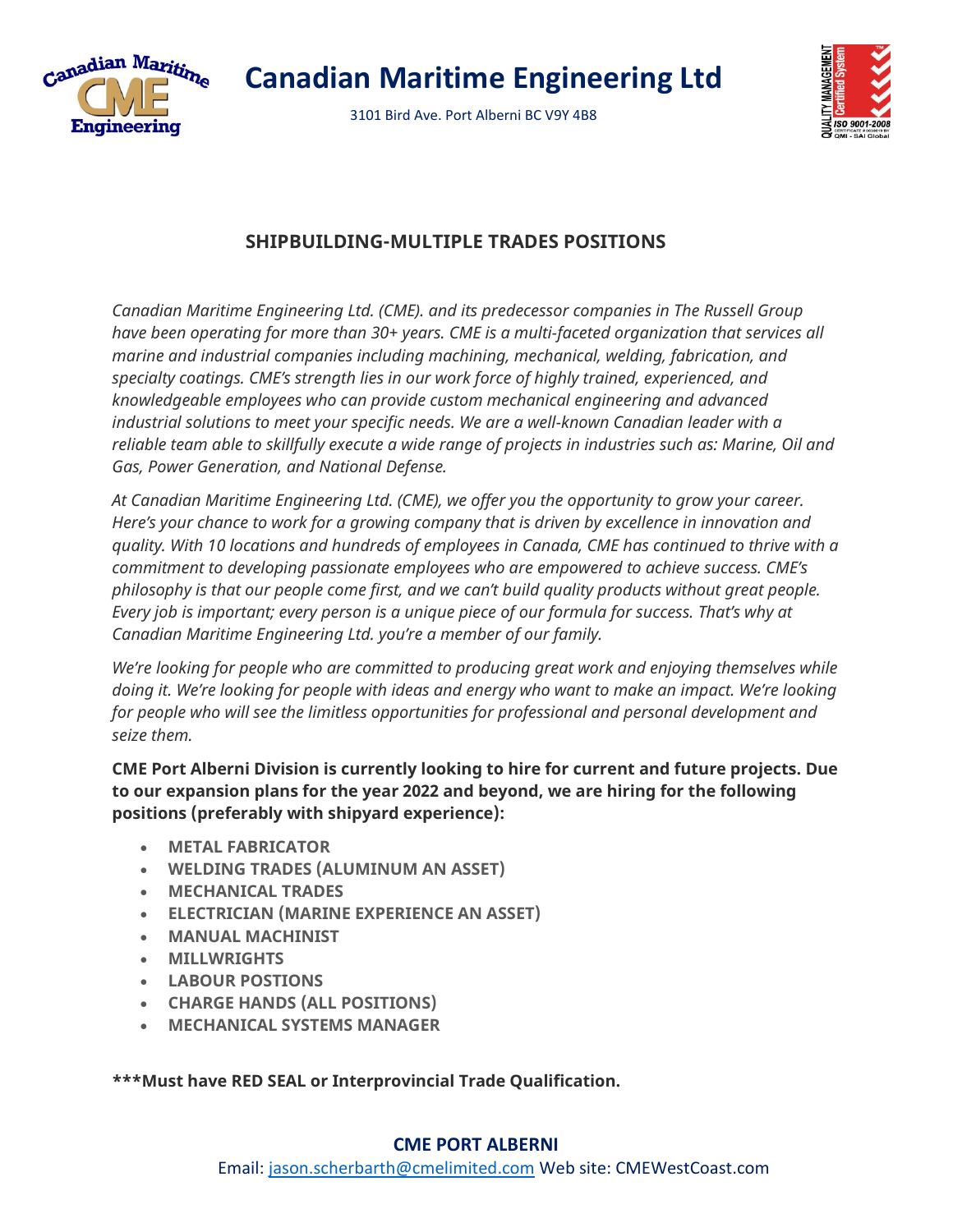# Canadian Maritime Engineering Ltd

3101 Bird Ave. Port Alberni BC V9Y 4B8

## SHIPBUILDING-MULTIPLE TRADES POSITIONS

*Canadian Maritime Engineering Ltd. (CME). and its predecessor companies in The Russell Group have been operating for more than 30+ years. CME is a multi-faceted organization that services all marine and industrial companies including machining, mechanical, welding, fabrication, and specialty coatings. CME's strength lies in our work force of highly trained, experienced, and knowledgeable employees who can provide custom mechanical engineering and advanced industrial solutions to meet your specific needs. We are a well-known Canadian leader with a reliable team able to skillfully execute a wide range of projects in industries such as: Marine, Oil and Gas, Power Generation, and National Defense.*

*At Canadian Maritime Engineering Ltd. (CME), we offer you the opportunity to grow your career. Here's your chance to work for a growing company that is driven by excellence in innovation and quality. With 10 locations and hundreds of employees in Canada, CME has continued to thrive with a commitment to developing passionate employees who are empowered to achieve success. CME's philosophy is that our people come first, and we can't build quality products without great people. Every job is important; every person is a unique piece of our formula for success. That's why at Canadian Maritime Engineering Ltd. you're a member of our family.*

*We're looking for people who are committed to producing great work and enjoying themselves while doing it. We're looking for people with ideas and energy who want to make an impact. We're looking for people who will see the limitless opportunities for professional and personal development and seize them.*

**CME Port Alberni Division is currently looking to hire for current and future projects. Due to our expansion plans for the year 2022 and beyond, we are hiring for the following positions (preferably with shipyard experience):**

- **METAL FABRICATOR**
- **WELDING TRADES (ALUMINUM AN ASSET)**
- **MECHANICAL TRADES**
- **ELECTRICIAN (MARINE EXPERIENCE AN ASSET)**
- **MANUAL MACHINIST**
- **MILLWRIGHTS**
- **LABOUR POSTIONS**
- **CHARGE HANDS (ALL POSITIONS)**
- **MECHANICAL SYSTEMS MANAGER**

**\*\*\*Must have RED SEAL or Interprovincial Trade Qualification.**

**CME PORT ALBERNI**

Email: jason.scherbarth@cmelimited.com Web site: CMEWestCoast.com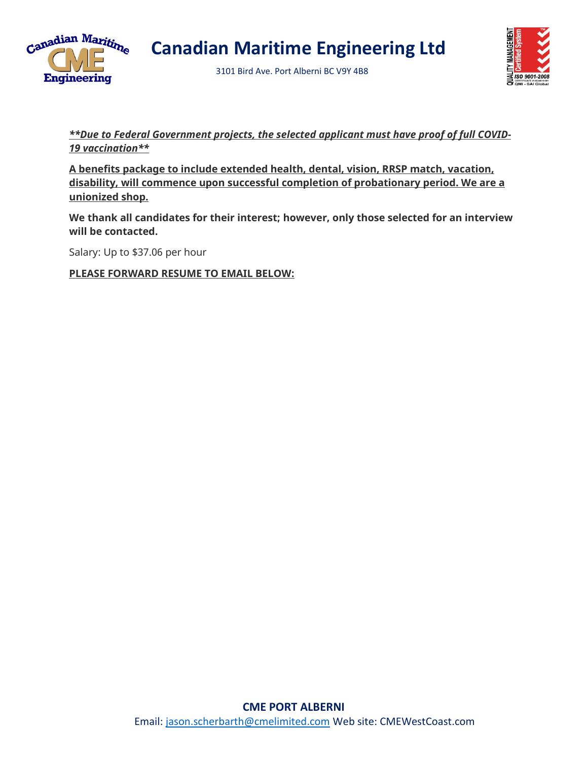***__**Due to Federal Government projects, the selected applicant must have proof of full COVID-19 vaccination**__***

**__A benefits package to include extended health, dental, vision, RRSP match, vacation, disability, will commence upon successful completion of probationary period. We are a unionized shop.__**

**We thank all candidates for their interest; however, only those selected for an interview will be contacted.**

Salary: Up to $37.06 per hour

**__PLEASE FORWARD RESUME TO EMAIL BELOW:__**

**CME PORT ALBERNI**

Email: jason.scherbarth@cmelimited.com Web site: CMEWestCoast.com